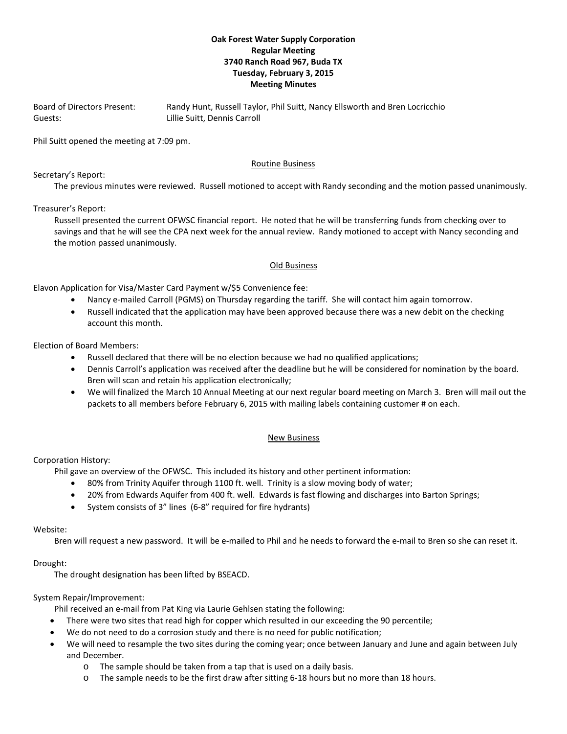**Oak Forest Water Supply Corporation**
**Regular Meeting**
**3740 Ranch Road 967, Buda TX**
**Tuesday, February 3, 2015**
**Meeting Minutes**

Board of Directors Present: Randy Hunt, Russell Taylor, Phil Suitt, Nancy Ellsworth and Bren Locricchio
Guests: Lillie Suitt, Dennis Carroll

Phil Suitt opened the meeting at 7:09 pm.

## Routine Business

Secretary's Report:

The previous minutes were reviewed. Russell motioned to accept with Randy seconding and the motion passed unanimously.

Treasurer's Report:

Russell presented the current OFWSC financial report. He noted that he will be transferring funds from checking over to savings and that he will see the CPA next week for the annual review. Randy motioned to accept with Nancy seconding and the motion passed unanimously.

## Old Business

Elavon Application for Visa/Master Card Payment w/$5 Convenience fee:

- Nancy e-mailed Carroll (PGMS) on Thursday regarding the tariff. She will contact him again tomorrow.
- Russell indicated that the application may have been approved because there was a new debit on the checking account this month.

Election of Board Members:

- Russell declared that there will be no election because we had no qualified applications;
- Dennis Carroll's application was received after the deadline but he will be considered for nomination by the board. Bren will scan and retain his application electronically;
- We will finalized the March 10 Annual Meeting at our next regular board meeting on March 3. Bren will mail out the packets to all members before February 6, 2015 with mailing labels containing customer # on each.

## New Business

Corporation History:

Phil gave an overview of the OFWSC. This included its history and other pertinent information:

- 80% from Trinity Aquifer through 1100 ft. well. Trinity is a slow moving body of water;
- 20% from Edwards Aquifer from 400 ft. well. Edwards is fast flowing and discharges into Barton Springs;
- System consists of 3" lines (6-8" required for fire hydrants)

Website:

Bren will request a new password. It will be e-mailed to Phil and he needs to forward the e-mail to Bren so she can reset it.

Drought:

The drought designation has been lifted by BSEACD.

System Repair/Improvement:

Phil received an e-mail from Pat King via Laurie Gehlsen stating the following:

- There were two sites that read high for copper which resulted in our exceeding the 90 percentile;
- We do not need to do a corrosion study and there is no need for public notification;
- We will need to resample the two sites during the coming year; once between January and June and again between July and December.
  - The sample should be taken from a tap that is used on a daily basis.
  - The sample needs to be the first draw after sitting 6-18 hours but no more than 18 hours.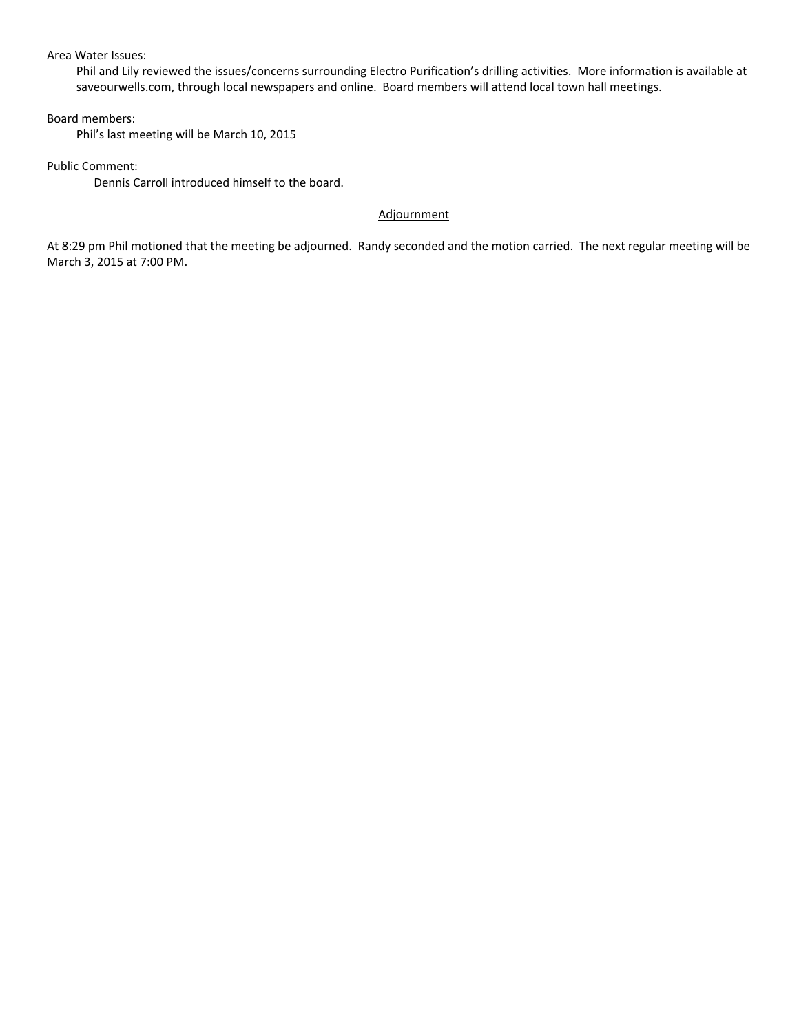Area Water Issues:

Phil and Lily reviewed the issues/concerns surrounding Electro Purification's drilling activities. More information is available at saveourwells.com, through local newspapers and online. Board members will attend local town hall meetings.

Board members:

Phil's last meeting will be March 10, 2015

Public Comment:

Dennis Carroll introduced himself to the board.

<u>Adjournment</u>

At 8:29 pm Phil motioned that the meeting be adjourned. Randy seconded and the motion carried. The next regular meeting will be March 3, 2015 at 7:00 PM.